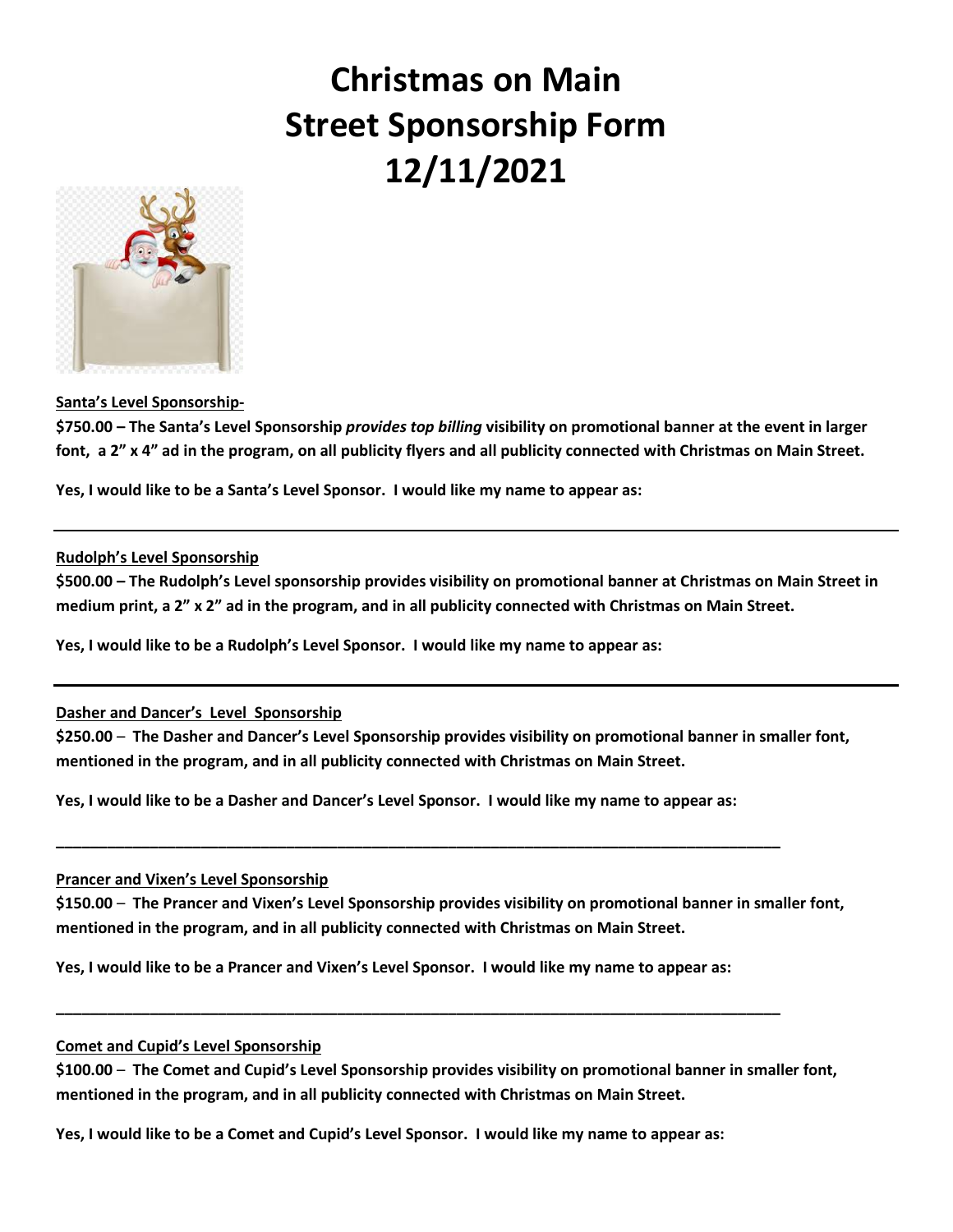# Christmas on Main Street Sponsorship Form 12/11/2021

**Santa's Level Sponsorship-**

**$750.00 – The Santa's Level Sponsorship *provides top billing* visibility on promotional banner at the event in larger font, a 2" x 4" ad in the program, on all publicity flyers and all publicity connected with Christmas on Main Street.**

**Yes, I would like to be a Santa's Level Sponsor. I would like my name to appear as:**

---

**Rudolph's Level Sponsorship**

**$500.00 – The Rudolph's Level sponsorship provides visibility on promotional banner at Christmas on Main Street in medium print, a 2" x 2" ad in the program, and in all publicity connected with Christmas on Main Street.**

**Yes, I would like to be a Rudolph's Level Sponsor. I would like my name to appear as:**

---

**Dasher and Dancer's Level Sponsorship**

**$250.00 – The Dasher and Dancer's Level Sponsorship provides visibility on promotional banner in smaller font, mentioned in the program, and in all publicity connected with Christmas on Main Street.**

**Yes, I would like to be a Dasher and Dancer's Level Sponsor. I would like my name to appear as:**

______________________________________________________________________________

**Prancer and Vixen's Level Sponsorship**

**$150.00 – The Prancer and Vixen's Level Sponsorship provides visibility on promotional banner in smaller font, mentioned in the program, and in all publicity connected with Christmas on Main Street.**

**Yes, I would like to be a Prancer and Vixen's Level Sponsor. I would like my name to appear as:**

______________________________________________________________________________

**Comet and Cupid's Level Sponsorship**

**$100.00 – The Comet and Cupid's Level Sponsorship provides visibility on promotional banner in smaller font, mentioned in the program, and in all publicity connected with Christmas on Main Street.**

**Yes, I would like to be a Comet and Cupid's Level Sponsor. I would like my name to appear as:**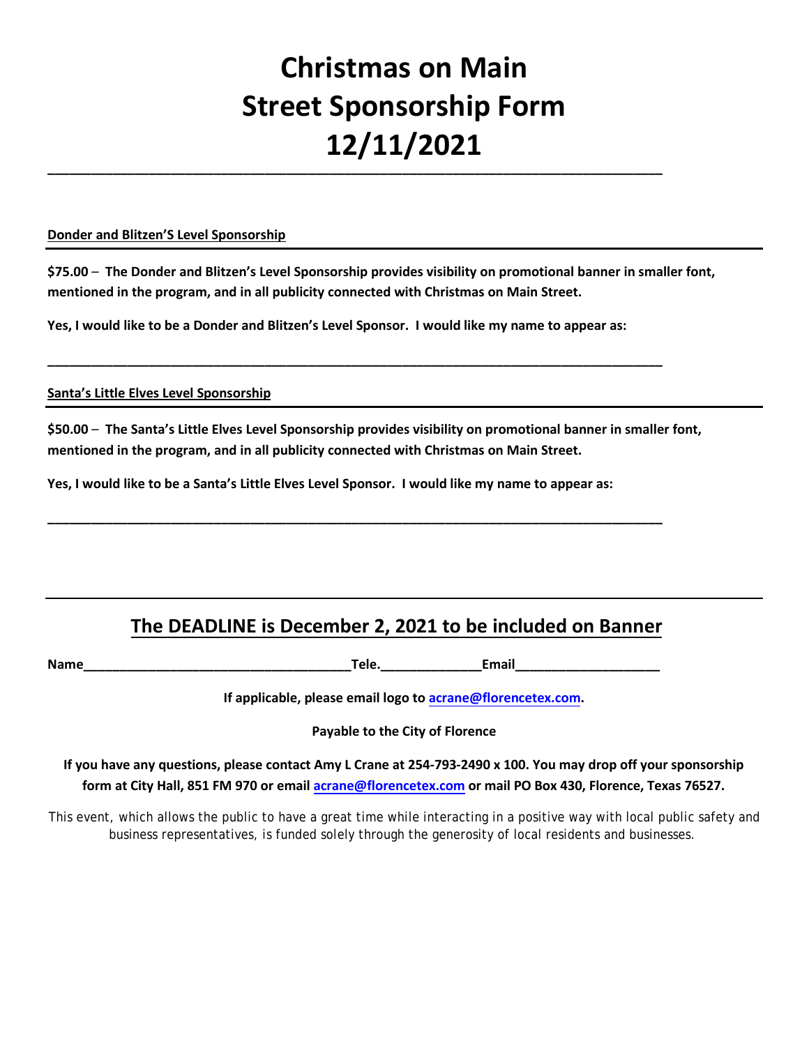# Christmas on Main Street Sponsorship Form 12/11/2021

---

**Donder and Blitzen'S Level Sponsorship**

**$75.00 – The Donder and Blitzen's Level Sponsorship provides visibility on promotional banner in smaller font, mentioned in the program, and in all publicity connected with Christmas on Main Street.**

**Yes, I would like to be a Donder and Blitzen's Level Sponsor. I would like my name to appear as:**

______________________________________________________________________________

**Santa's Little Elves Level Sponsorship**

**$50.00 – The Santa's Little Elves Level Sponsorship provides visibility on promotional banner in smaller font, mentioned in the program, and in all publicity connected with Christmas on Main Street.**

**Yes, I would like to be a Santa's Little Elves Level Sponsor. I would like my name to appear as:**

______________________________________________________________________________

---

## The DEADLINE is December 2, 2021 to be included on Banner

**Name**___________________________________**Tele.**_____________**Email**___________________

**If applicable, please email logo to acrane@florencetex.com.**

**Payable to the City of Florence**

**If you have any questions, please contact Amy L Crane at 254-793-2490 x 100. You may drop off your sponsorship form at City Hall, 851 FM 970 or email acrane@florencetex.com or mail PO Box 430, Florence, Texas 76527.**

This event, which allows the public to have a great time while interacting in a positive way with local public safety and business representatives, is funded solely through the generosity of local residents and businesses.